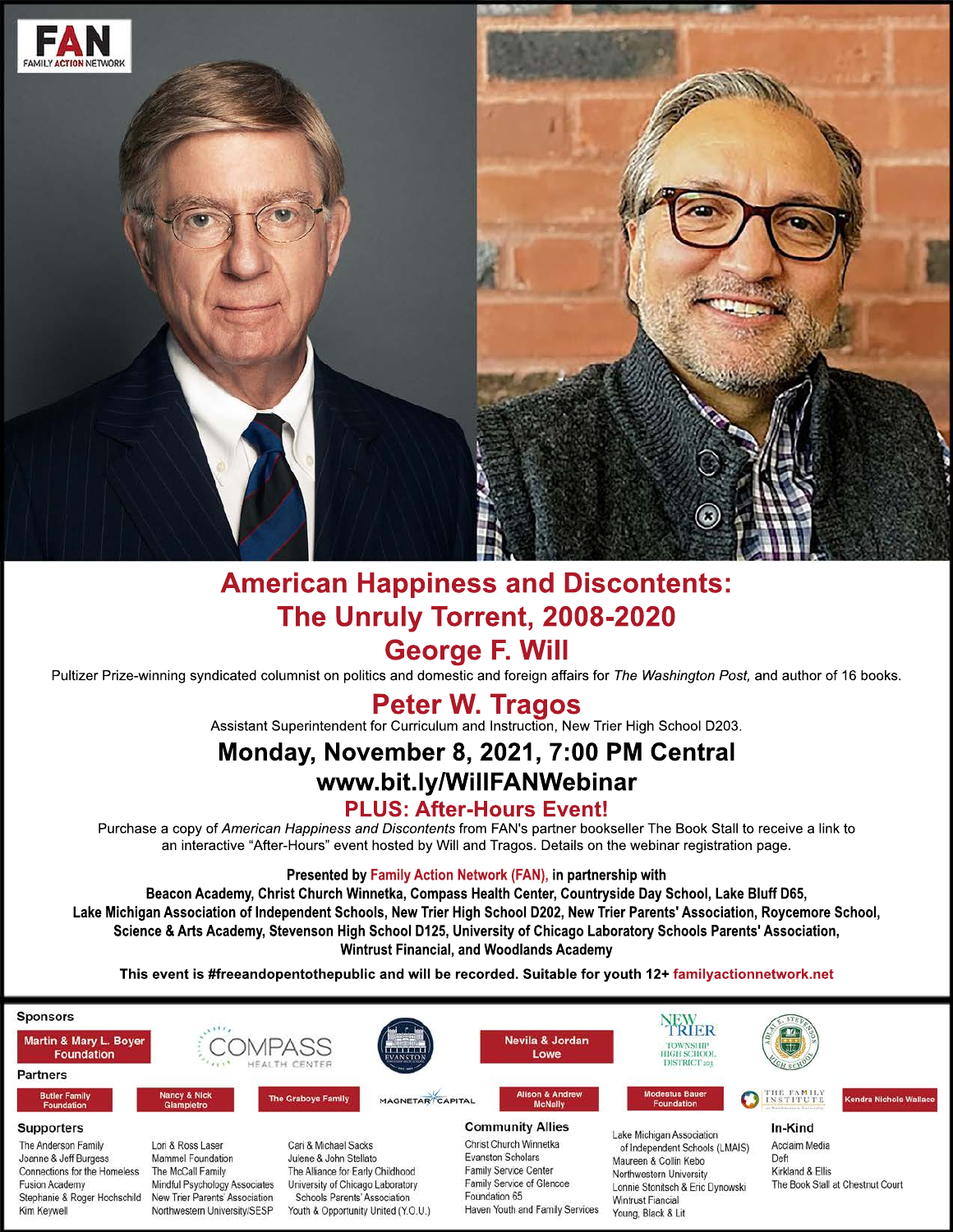FAN
FAMILY ACTION NETWORK

# American Happiness and Discontents: The Unruly Torrent, 2008-2020

## George F. Will

Pultizer Prize-winning syndicated columnist on politics and domestic and foreign affairs for *The Washington Post,* and author of 16 books.

## Peter W. Tragos

Assistant Superintendent for Curriculum and Instruction, New Trier High School D203.

## Monday, November 8, 2021, 7:00 PM Central

## www.bit.ly/WillFANWebinar

### PLUS: After-Hours Event!

Purchase a copy of *American Happiness and Discontents* from FAN's partner bookseller The Book Stall to receive a link to an interactive "After-Hours" event hosted by Will and Tragos. Details on the webinar registration page.

**Presented by Family Action Network (FAN), in partnership with Beacon Academy, Christ Church Winnetka, Compass Health Center, Countryside Day School, Lake Bluff D65, Lake Michigan Association of Independent Schools, New Trier High School D202, New Trier Parents' Association, Roycemore School, Science & Arts Academy, Stevenson High School D125, University of Chicago Laboratory Schools Parents' Association, Wintrust Financial, and Woodlands Academy**

**This event is #freeandopentothepublic and will be recorded. Suitable for youth 12+ familyactionnetwork.net**

**Sponsors**

Martin & Mary L. Boyer Foundation, Compass Health Center, Evanston, Nevila & Jordan Lowe, New Trier Township High School District 203, Adlai E. Stevenson High School

**Partners**

Butler Family Foundation, Nancy & Nick Giampietro, The Graboys Family, Magnetar Capital, Alison & Andrew McNally, Modestus Bauer Foundation, The Family Institute at Northwestern University, Kendra Nichols Wallace

**Supporters**

The Anderson Family
Joanne & Jeff Burgess
Connections for the Homeless
Fusion Academy
Stephanie & Roger Hochschild
Kim Keywell
Lori & Ross Laser
Mammel Foundation
The McCall Family
Mindful Psychology Associates
New Trier Parents' Association
Northwestern University/SESP
Cari & Michael Sacks
Julene & John Stellato
The Alliance for Early Childhood
University of Chicago Laboratory Schools Parents' Association
Youth & Opportunity United (Y.O.U.)

**Community Allies**

Christ Church Winnetka
Evanston Scholars
Family Service Center
Family Service of Glencoe
Foundation 65
Haven Youth and Family Services
Lake Michigan Association of Independent Schools (LMAIS)
Maureen & Collin Kebo
Northwestern University
Lonnie Stonitsch & Eric Dynowski
Wintrust Fiancial
Young, Black & Lit

**In-Kind**

Acclaim Media
Deft
Kirkland & Ellis
The Book Stall at Chestnut Court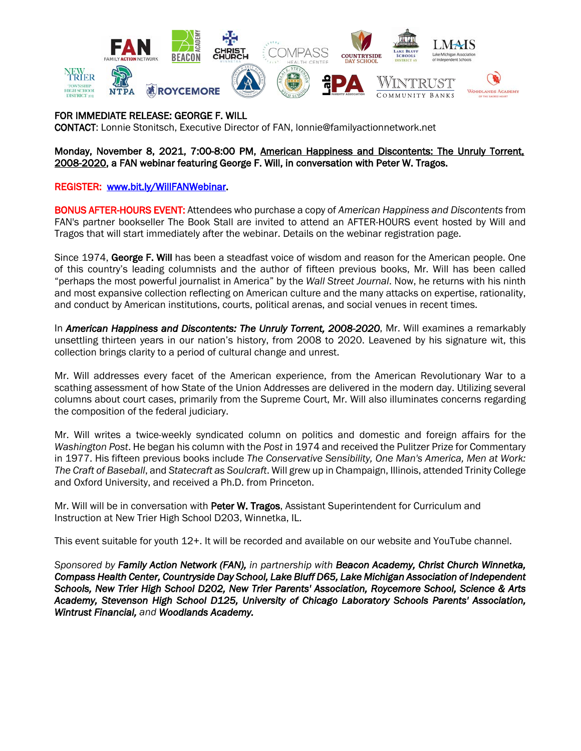**FOR IMMEDIATE RELEASE: GEORGE F. WILL**
**CONTACT**: Lonnie Stonitsch, Executive Director of FAN, lonnie@familyactionnetwork.net

**Monday, November 8, 2021, 7:00-8:00 PM, American Happiness and Discontents: The Unruly Torrent, 2008-2020, a FAN webinar featuring George F. Will, in conversation with Peter W. Tragos.**

**REGISTER: www.bit.ly/WillFANWebinar.**

**BONUS AFTER-HOURS EVENT:** Attendees who purchase a copy of *American Happiness and Discontents* from FAN's partner bookseller The Book Stall are invited to attend an AFTER-HOURS event hosted by Will and Tragos that will start immediately after the webinar. Details on the webinar registration page.

Since 1974, **George F. Will** has been a steadfast voice of wisdom and reason for the American people. One of this country's leading columnists and the author of fifteen previous books, Mr. Will has been called "perhaps the most powerful journalist in America" by the *Wall Street Journal*. Now, he returns with his ninth and most expansive collection reflecting on American culture and the many attacks on expertise, rationality, and conduct by American institutions, courts, political arenas, and social venues in recent times.

In ***American Happiness and Discontents: The Unruly Torrent, 2008-2020***, Mr. Will examines a remarkably unsettling thirteen years in our nation's history, from 2008 to 2020. Leavened by his signature wit, this collection brings clarity to a period of cultural change and unrest.

Mr. Will addresses every facet of the American experience, from the American Revolutionary War to a scathing assessment of how State of the Union Addresses are delivered in the modern day. Utilizing several columns about court cases, primarily from the Supreme Court, Mr. Will also illuminates concerns regarding the composition of the federal judiciary.

Mr. Will writes a twice-weekly syndicated column on politics and domestic and foreign affairs for the *Washington Post*. He began his column with the *Post* in 1974 and received the Pulitzer Prize for Commentary in 1977. His fifteen previous books include *The Conservative Sensibility, One Man's America, Men at Work: The Craft of Baseball*, and *Statecraft as Soulcraft*. Will grew up in Champaign, Illinois, attended Trinity College and Oxford University, and received a Ph.D. from Princeton.

Mr. Will will be in conversation with **Peter W. Tragos**, Assistant Superintendent for Curriculum and Instruction at New Trier High School D203, Winnetka, IL.

This event suitable for youth 12+. It will be recorded and available on our website and YouTube channel.

*Sponsored by **Family Action Network (FAN),** in partnership with **Beacon Academy, Christ Church Winnetka, Compass Health Center, Countryside Day School, Lake Bluff D65, Lake Michigan Association of Independent Schools, New Trier High School D202, New Trier Parents' Association, Roycemore School, Science & Arts Academy, Stevenson High School D125, University of Chicago Laboratory Schools Parents' Association, Wintrust Financial,** and **Woodlands Academy.***